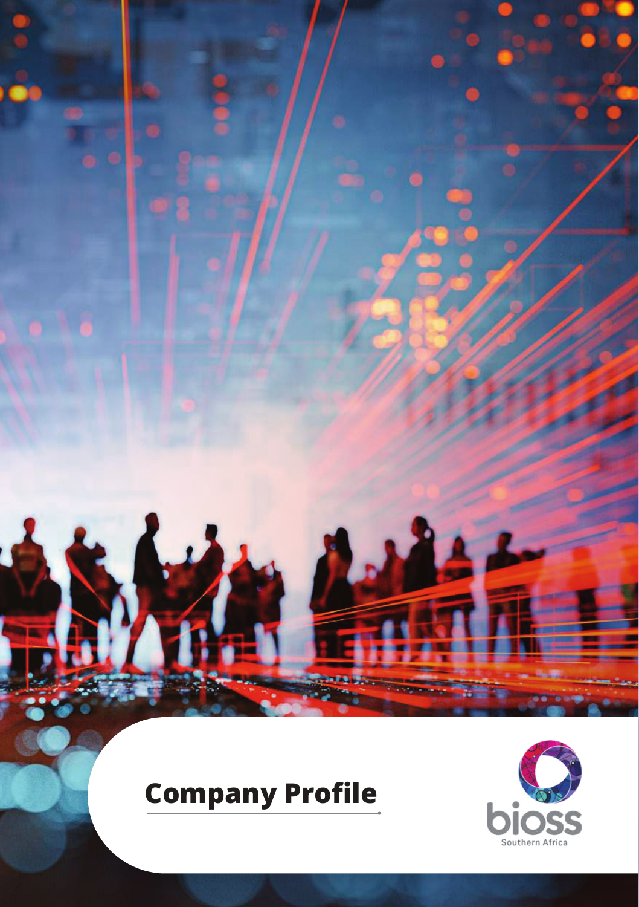# Company Profile

bioss

Southern Africa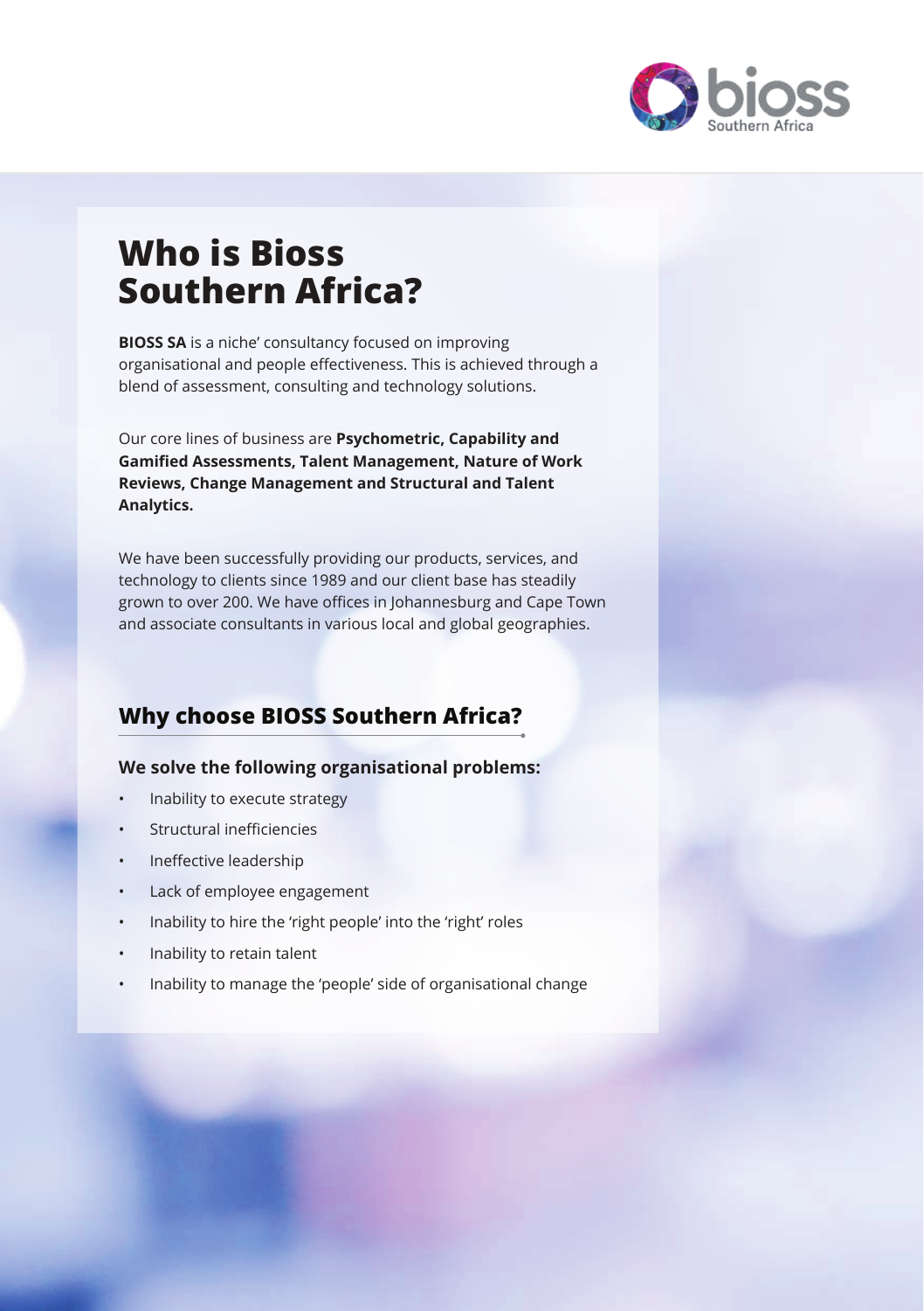# Who is Bioss Southern Africa?

**BIOSS SA** is a niche' consultancy focused on improving organisational and people effectiveness. This is achieved through a blend of assessment, consulting and technology solutions.

Our core lines of business are **Psychometric, Capability and Gamified Assessments, Talent Management, Nature of Work Reviews, Change Management and Structural and Talent Analytics.**

We have been successfully providing our products, services, and technology to clients since 1989 and our client base has steadily grown to over 200. We have offices in Johannesburg and Cape Town and associate consultants in various local and global geographies.

## Why choose BIOSS Southern Africa?

### We solve the following organisational problems:

- Inability to execute strategy
- Structural inefficiencies
- Ineffective leadership
- Lack of employee engagement
- Inability to hire the 'right people' into the 'right' roles
- Inability to retain talent
- Inability to manage the 'people' side of organisational change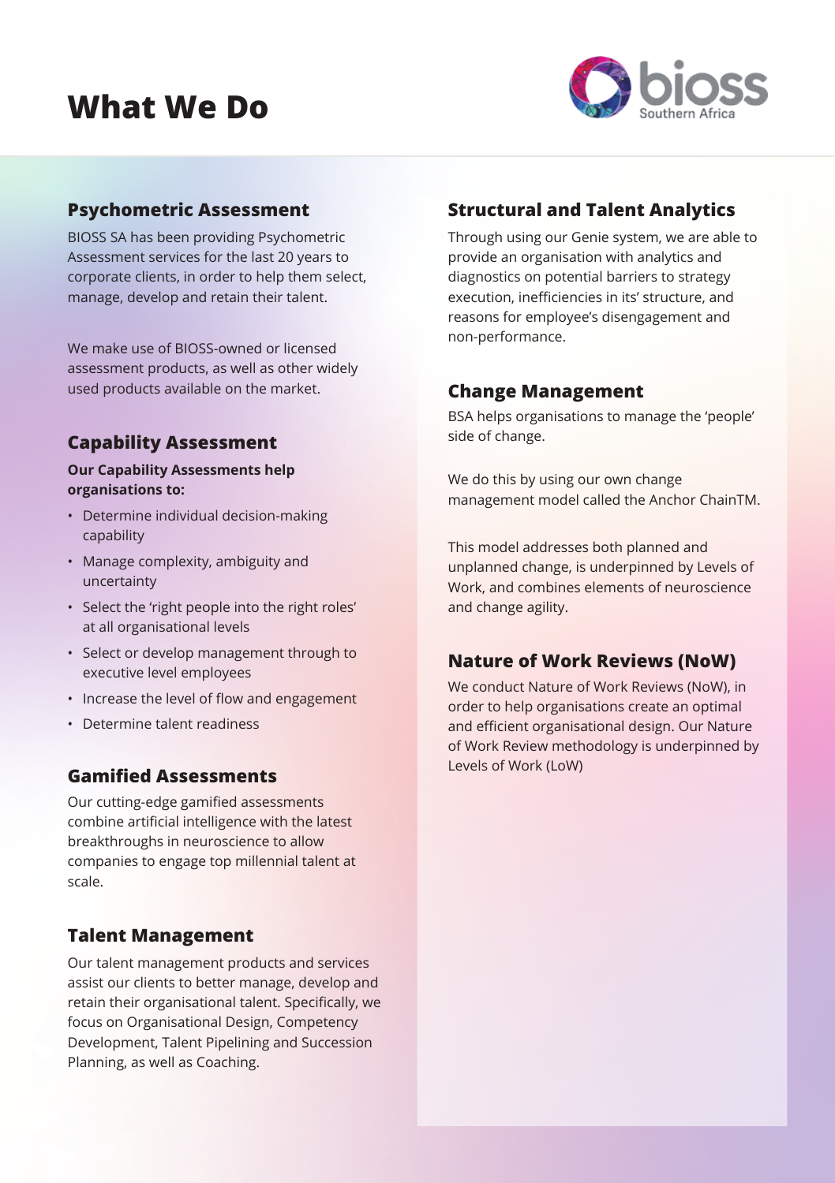# What We Do

## Psychometric Assessment

BIOSS SA has been providing Psychometric Assessment services for the last 20 years to corporate clients, in order to help them select, manage, develop and retain their talent.

We make use of BIOSS-owned or licensed assessment products, as well as other widely used products available on the market.

## Capability Assessment

**Our Capability Assessments help organisations to:**

- Determine individual decision-making capability
- Manage complexity, ambiguity and uncertainty
- Select the 'right people into the right roles' at all organisational levels
- Select or develop management through to executive level employees
- Increase the level of flow and engagement
- Determine talent readiness

## Gamified Assessments

Our cutting-edge gamified assessments combine artificial intelligence with the latest breakthroughs in neuroscience to allow companies to engage top millennial talent at scale.

## Talent Management

Our talent management products and services assist our clients to better manage, develop and retain their organisational talent. Specifically, we focus on Organisational Design, Competency Development, Talent Pipelining and Succession Planning, as well as Coaching.

## Structural and Talent Analytics

Through using our Genie system, we are able to provide an organisation with analytics and diagnostics on potential barriers to strategy execution, inefficiencies in its' structure, and reasons for employee's disengagement and non-performance.

## Change Management

BSA helps organisations to manage the 'people' side of change.

We do this by using our own change management model called the Anchor ChainTM.

This model addresses both planned and unplanned change, is underpinned by Levels of Work, and combines elements of neuroscience and change agility.

## Nature of Work Reviews (NoW)

We conduct Nature of Work Reviews (NoW), in order to help organisations create an optimal and efficient organisational design. Our Nature of Work Review methodology is underpinned by Levels of Work (LoW)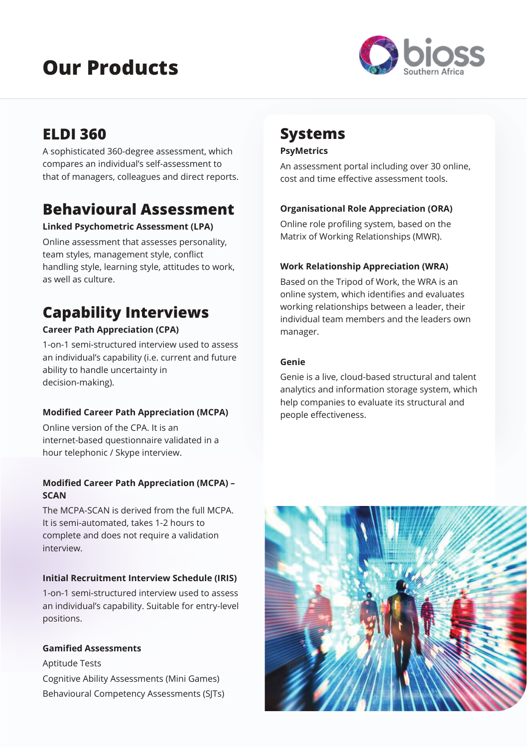# Our Products

## ELDI 360

A sophisticated 360-degree assessment, which compares an individual's self-assessment to that of managers, colleagues and direct reports.

## Behavioural Assessment

**Linked Psychometric Assessment (LPA)**

Online assessment that assesses personality, team styles, management style, conflict handling style, learning style, attitudes to work, as well as culture.

## Capability Interviews

**Career Path Appreciation (CPA)**

1-on-1 semi-structured interview used to assess an individual's capability (i.e. current and future ability to handle uncertainty in decision-making).

**Modified Career Path Appreciation (MCPA)**

Online version of the CPA. It is an internet-based questionnaire validated in a hour telephonic / Skype interview.

**Modified Career Path Appreciation (MCPA) – SCAN**

The MCPA-SCAN is derived from the full MCPA. It is semi-automated, takes 1-2 hours to complete and does not require a validation interview.

**Initial Recruitment Interview Schedule (IRIS)**

1-on-1 semi-structured interview used to assess an individual's capability. Suitable for entry-level positions.

**Gamified Assessments**

Aptitude Tests

Cognitive Ability Assessments (Mini Games)

Behavioural Competency Assessments (SJTs)

## Systems

**PsyMetrics**

An assessment portal including over 30 online, cost and time effective assessment tools.

**Organisational Role Appreciation (ORA)**

Online role profiling system, based on the Matrix of Working Relationships (MWR).

**Work Relationship Appreciation (WRA)**

Based on the Tripod of Work, the WRA is an online system, which identifies and evaluates working relationships between a leader, their individual team members and the leaders own manager.

**Genie**

Genie is a live, cloud-based structural and talent analytics and information storage system, which help companies to evaluate its structural and people effectiveness.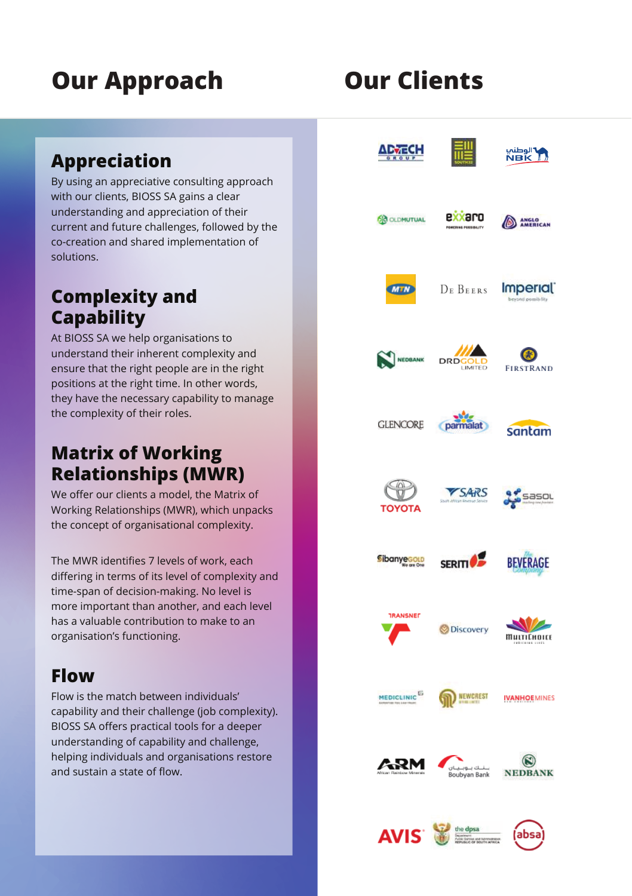# Our Approach

## Appreciation

By using an appreciative consulting approach with our clients, BIOSS SA gains a clear understanding and appreciation of their current and future challenges, followed by the co-creation and shared implementation of solutions.

## Complexity and Capability

At BIOSS SA we help organisations to understand their inherent complexity and ensure that the right people are in the right positions at the right time. In other words, they have the necessary capability to manage the complexity of their roles.

## Matrix of Working Relationships (MWR)

We offer our clients a model, the Matrix of Working Relationships (MWR), which unpacks the concept of organisational complexity.

The MWR identifies 7 levels of work, each differing in terms of its level of complexity and time-span of decision-making. No level is more important than another, and each level has a valuable contribution to make to an organisation's functioning.

## Flow

Flow is the match between individuals' capability and their challenge (job complexity). BIOSS SA offers practical tools for a deeper understanding of capability and challenge, helping individuals and organisations restore and sustain a state of flow.

# Our Clients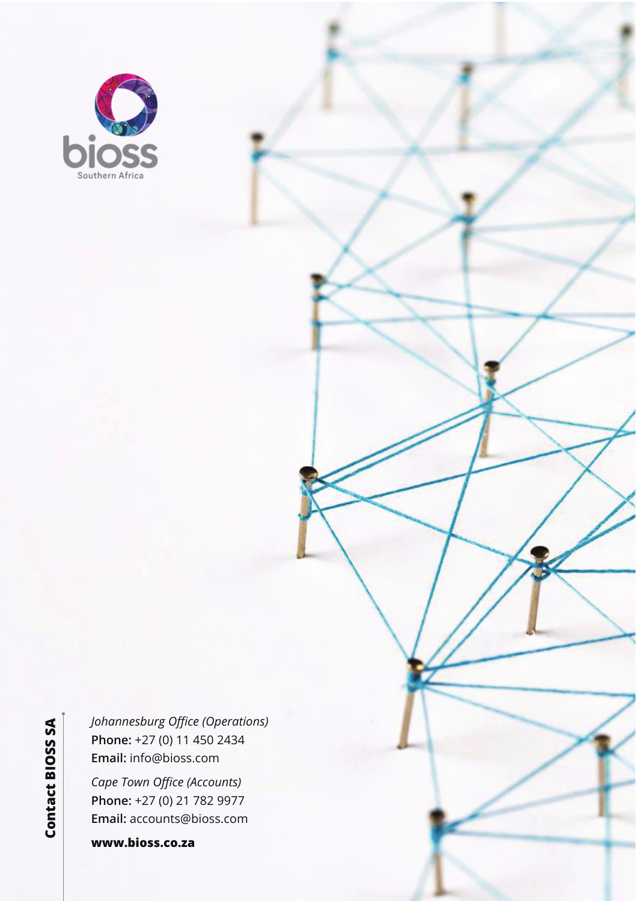bioss

Southern Africa

## Contact BIOSS SA

*Johannesburg Office (Operations)*
**Phone:** +27 (0) 11 450 2434
**Email:** info@bioss.com

*Cape Town Office (Accounts)*
**Phone:** +27 (0) 21 782 9977
**Email:** accounts@bioss.com

**www.bioss.co.za**